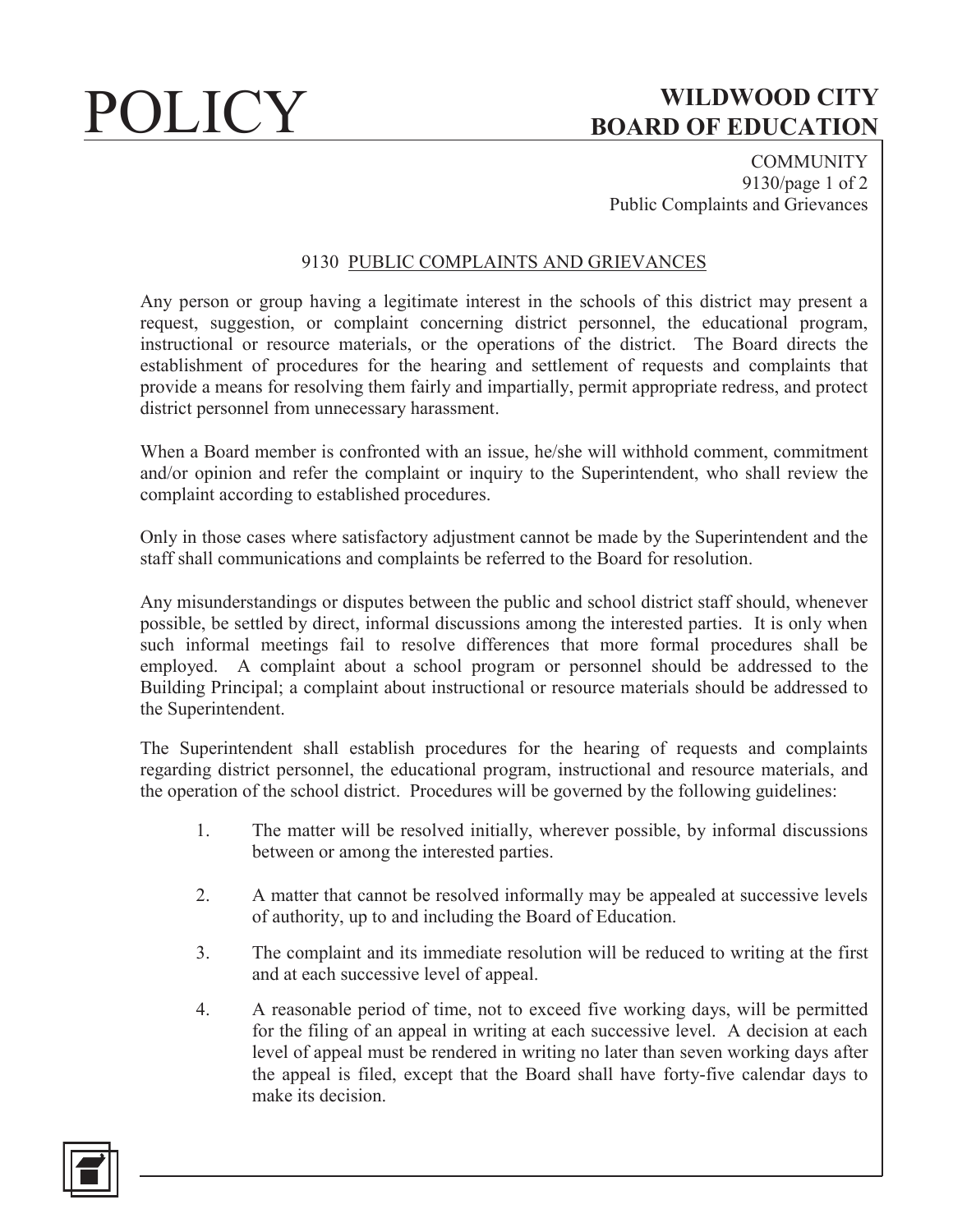# POLICY

## WILDWOOD CITY BOARD OF EDUCATION

COMMUNITY
9130/page 1 of 2
Public Complaints and Grievances

### 9130 PUBLIC COMPLAINTS AND GRIEVANCES

Any person or group having a legitimate interest in the schools of this district may present a request, suggestion, or complaint concerning district personnel, the educational program, instructional or resource materials, or the operations of the district. The Board directs the establishment of procedures for the hearing and settlement of requests and complaints that provide a means for resolving them fairly and impartially, permit appropriate redress, and protect district personnel from unnecessary harassment.

When a Board member is confronted with an issue, he/she will withhold comment, commitment and/or opinion and refer the complaint or inquiry to the Superintendent, who shall review the complaint according to established procedures.

Only in those cases where satisfactory adjustment cannot be made by the Superintendent and the staff shall communications and complaints be referred to the Board for resolution.

Any misunderstandings or disputes between the public and school district staff should, whenever possible, be settled by direct, informal discussions among the interested parties. It is only when such informal meetings fail to resolve differences that more formal procedures shall be employed. A complaint about a school program or personnel should be addressed to the Building Principal; a complaint about instructional or resource materials should be addressed to the Superintendent.

The Superintendent shall establish procedures for the hearing of requests and complaints regarding district personnel, the educational program, instructional and resource materials, and the operation of the school district. Procedures will be governed by the following guidelines:

1. The matter will be resolved initially, wherever possible, by informal discussions between or among the interested parties.

2. A matter that cannot be resolved informally may be appealed at successive levels of authority, up to and including the Board of Education.

3. The complaint and its immediate resolution will be reduced to writing at the first and at each successive level of appeal.

4. A reasonable period of time, not to exceed five working days, will be permitted for the filing of an appeal in writing at each successive level. A decision at each level of appeal must be rendered in writing no later than seven working days after the appeal is filed, except that the Board shall have forty-five calendar days to make its decision.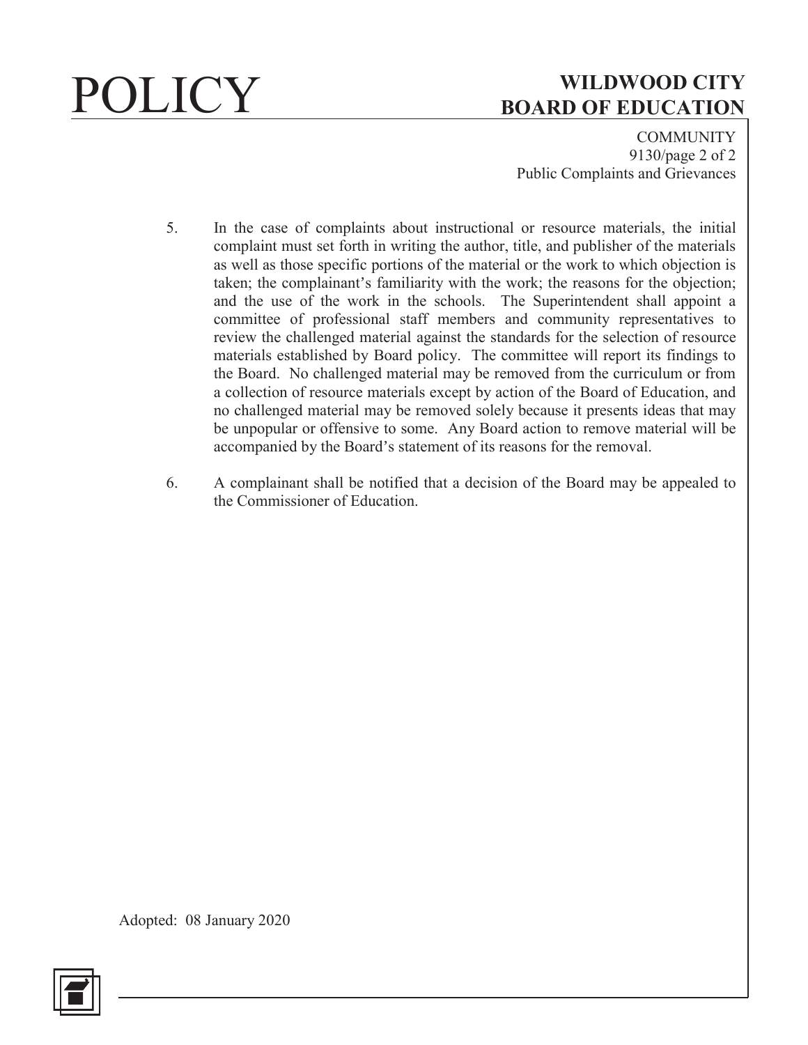5. In the case of complaints about instructional or resource materials, the initial complaint must set forth in writing the author, title, and publisher of the materials as well as those specific portions of the material or the work to which objection is taken; the complainant's familiarity with the work; the reasons for the objection; and the use of the work in the schools. The Superintendent shall appoint a committee of professional staff members and community representatives to review the challenged material against the standards for the selection of resource materials established by Board policy. The committee will report its findings to the Board. No challenged material may be removed from the curriculum or from a collection of resource materials except by action of the Board of Education, and no challenged material may be removed solely because it presents ideas that may be unpopular or offensive to some. Any Board action to remove material will be accompanied by the Board's statement of its reasons for the removal.

6. A complainant shall be notified that a decision of the Board may be appealed to the Commissioner of Education.

Adopted: 08 January 2020